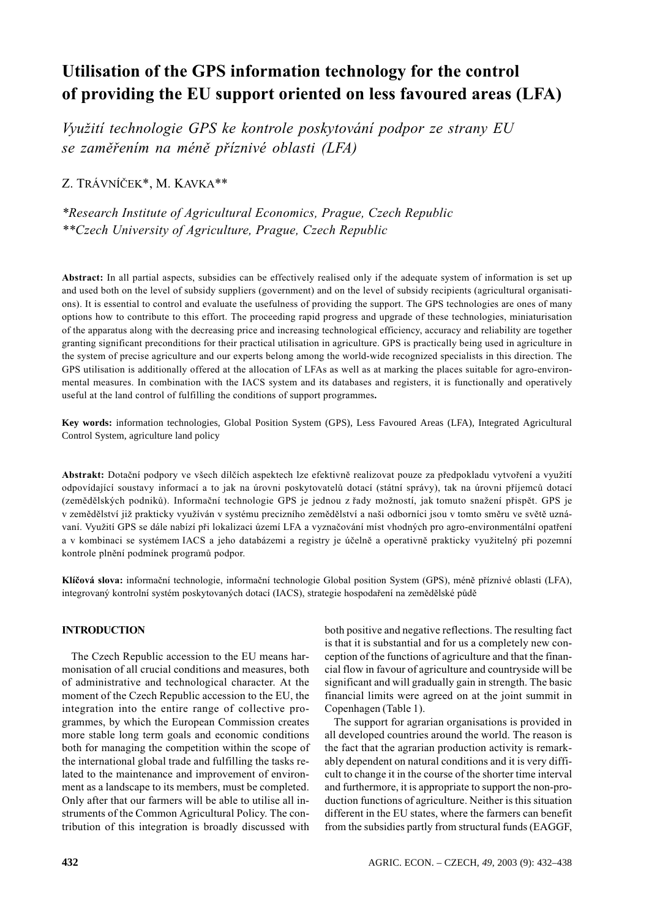# Utilisation of the GPS information technology for the control of providing the EU support oriented on less favoured areas (LFA)

*Využití technologie GPS ke kontrole poskytování podpor ze strany EU se zaměřením na méně příznivé oblasti (LFA)*

Z. TRÁVNÍČEK*, M. KAVKA**

*\*Research Institute of Agricultural Economics, Prague, Czech Republic*
*\*\*Czech University of Agriculture, Prague, Czech Republic*

**Abstract:** In all partial aspects, subsidies can be effectively realised only if the adequate system of information is set up and used both on the level of subsidy suppliers (government) and on the level of subsidy recipients (agricultural organisations). It is essential to control and evaluate the usefulness of providing the support. The GPS technologies are ones of many options how to contribute to this effort. The proceeding rapid progress and upgrade of these technologies, miniaturisation of the apparatus along with the decreasing price and increasing technological efficiency, accuracy and reliability are together granting significant preconditions for their practical utilisation in agriculture. GPS is practically being used in agriculture in the system of precise agriculture and our experts belong among the world-wide recognized specialists in this direction. The GPS utilisation is additionally offered at the allocation of LFAs as well as at marking the places suitable for agro-environmental measures. In combination with the IACS system and its databases and registers, it is functionally and operatively useful at the land control of fulfilling the conditions of support programmes**.**

**Key words:** information technologies, Global Position System (GPS), Less Favoured Areas (LFA), Integrated Agricultural Control System, agriculture land policy

**Abstrakt:** Dotační podpory ve všech dílčích aspektech lze efektivně realizovat pouze za předpokladu vytvoření a využití odpovídající soustavy informací a to jak na úrovni poskytovatelů dotací (státní správy), tak na úrovni příjemců dotací (zemědělských podniků). Informační technologie GPS je jednou z řady možností, jak tomuto snažení přispět. GPS je v zemědělství již prakticky využíván v systému precizního zemědělství a naši odborníci jsou v tomto směru ve světě uznávaní. Využití GPS se dále nabízí při lokalizaci území LFA a vyznačování míst vhodných pro agro-environmentální opatření a v kombinaci se systémem IACS a jeho databázemi a registry je účelně a operativně prakticky využitelný při pozemní kontrole plnění podmínek programů podpor.

**Klíčová slova:** informační technologie, informační technologie Global position System (GPS), méně příznivé oblasti (LFA), integrovaný kontrolní systém poskytovaných dotací (IACS), strategie hospodaření na zemědělské půdě

## INTRODUCTION

The Czech Republic accession to the EU means harmonisation of all crucial conditions and measures, both of administrative and technological character. At the moment of the Czech Republic accession to the EU, the integration into the entire range of collective programmes, by which the European Commission creates more stable long term goals and economic conditions both for managing the competition within the scope of the international global trade and fulfilling the tasks related to the maintenance and improvement of environment as a landscape to its members, must be completed. Only after that our farmers will be able to utilise all instruments of the Common Agricultural Policy. The contribution of this integration is broadly discussed with both positive and negative reflections. The resulting fact is that it is substantial and for us a completely new conception of the functions of agriculture and that the financial flow in favour of agriculture and countryside will be significant and will gradually gain in strength. The basic financial limits were agreed on at the joint summit in Copenhagen (Table 1).

The support for agrarian organisations is provided in all developed countries around the world. The reason is the fact that the agrarian production activity is remarkably dependent on natural conditions and it is very difficult to change it in the course of the shorter time interval and furthermore, it is appropriate to support the non-production functions of agriculture. Neither is this situation different in the EU states, where the farmers can benefit from the subsidies partly from structural funds (EAGGF,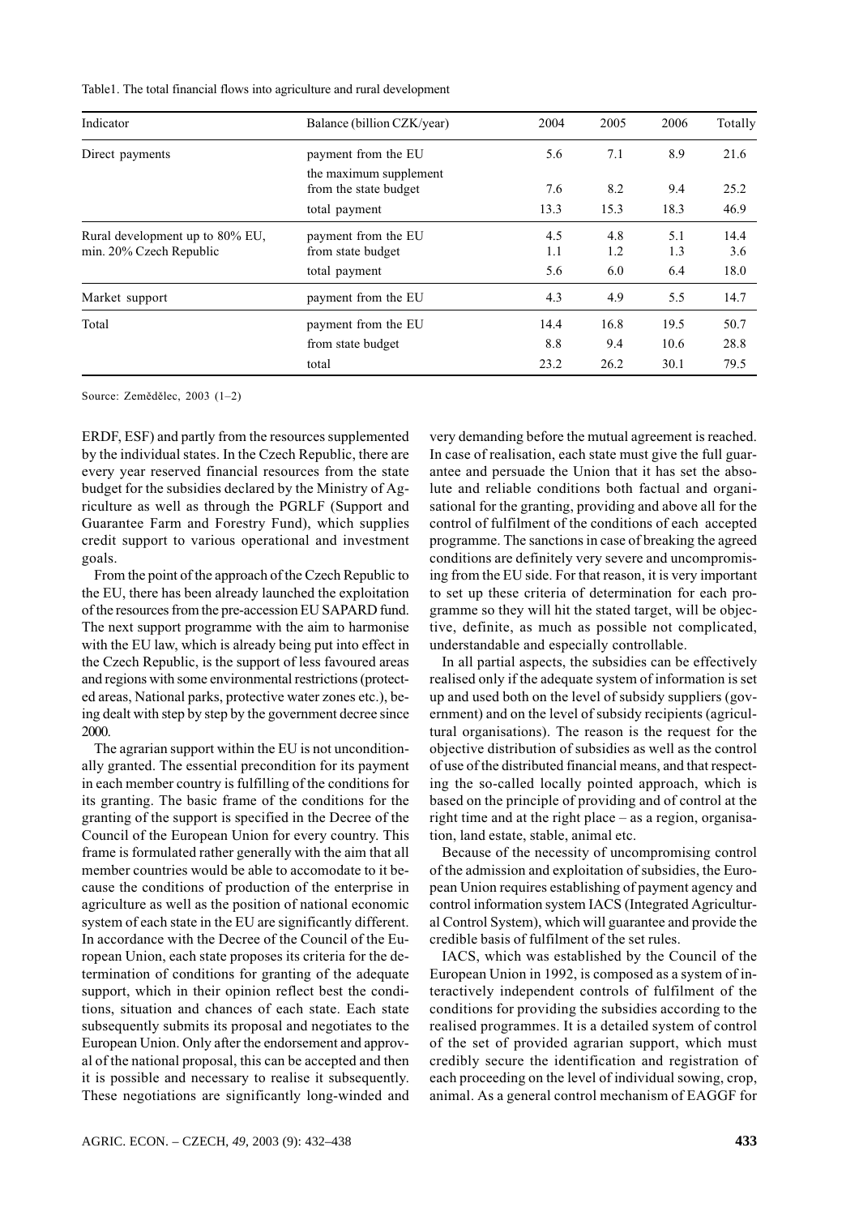Table1. The total financial flows into agriculture and rural development

| Indicator | Balance (billion CZK/year) | 2004 | 2005 | 2006 | Totally |
|---|---|---|---|---|---|
| Direct payments | payment from the EU | 5.6 | 7.1 | 8.9 | 21.6 |
| | the maximum supplement from the state budget | 7.6 | 8.2 | 9.4 | 25.2 |
| | total payment | 13.3 | 15.3 | 18.3 | 46.9 |
| Rural development up to 80% EU, min. 20% Czech Republic | payment from the EU | 4.5 | 4.8 | 5.1 | 14.4 |
| | from state budget | 1.1 | 1.2 | 1.3 | 3.6 |
| | total payment | 5.6 | 6.0 | 6.4 | 18.0 |
| Market support | payment from the EU | 4.3 | 4.9 | 5.5 | 14.7 |
| Total | payment from the EU | 14.4 | 16.8 | 19.5 | 50.7 |
| | from state budget | 8.8 | 9.4 | 10.6 | 28.8 |
| | total | 23.2 | 26.2 | 30.1 | 79.5 |

Source: Zemědělec, 2003 (1–2)

ERDF, ESF) and partly from the resources supplemented by the individual states. In the Czech Republic, there are every year reserved financial resources from the state budget for the subsidies declared by the Ministry of Agriculture as well as through the PGRLF (Support and Guarantee Farm and Forestry Fund), which supplies credit support to various operational and investment goals.

From the point of the approach of the Czech Republic to the EU, there has been already launched the exploitation of the resources from the pre-accession EU SAPARD fund. The next support programme with the aim to harmonise with the EU law, which is already being put into effect in the Czech Republic, is the support of less favoured areas and regions with some environmental restrictions (protected areas, National parks, protective water zones etc.), being dealt with step by step by the government decree since 2000.

The agrarian support within the EU is not unconditionally granted. The essential precondition for its payment in each member country is fulfilling of the conditions for its granting. The basic frame of the conditions for the granting of the support is specified in the Decree of the Council of the European Union for every country. This frame is formulated rather generally with the aim that all member countries would be able to accomodate to it because the conditions of production of the enterprise in agriculture as well as the position of national economic system of each state in the EU are significantly different. In accordance with the Decree of the Council of the European Union, each state proposes its criteria for the determination of conditions for granting of the adequate support, which in their opinion reflect best the conditions, situation and chances of each state. Each state subsequently submits its proposal and negotiates to the European Union. Only after the endorsement and approval of the national proposal, this can be accepted and then it is possible and necessary to realise it subsequently. These negotiations are significantly long-winded and very demanding before the mutual agreement is reached. In case of realisation, each state must give the full guarantee and persuade the Union that it has set the absolute and reliable conditions both factual and organisational for the granting, providing and above all for the control of fulfilment of the conditions of each accepted programme. The sanctions in case of breaking the agreed conditions are definitely very severe and uncompromising from the EU side. For that reason, it is very important to set up these criteria of determination for each programme so they will hit the stated target, will be objective, definite, as much as possible not complicated, understandable and especially controllable.

In all partial aspects, the subsidies can be effectively realised only if the adequate system of information is set up and used both on the level of subsidy suppliers (government) and on the level of subsidy recipients (agricultural organisations). The reason is the request for the objective distribution of subsidies as well as the control of use of the distributed financial means, and that respecting the so-called locally pointed approach, which is based on the principle of providing and of control at the right time and at the right place – as a region, organisation, land estate, stable, animal etc.

Because of the necessity of uncompromising control of the admission and exploitation of subsidies, the European Union requires establishing of payment agency and control information system IACS (Integrated Agricultural Control System), which will guarantee and provide the credible basis of fulfilment of the set rules.

IACS, which was established by the Council of the European Union in 1992, is composed as a system of interactively independent controls of fulfilment of the conditions for providing the subsidies according to the realised programmes. It is a detailed system of control of the set of provided agrarian support, which must credibly secure the identification and registration of each proceeding on the level of individual sowing, crop, animal. As a general control mechanism of EAGGF for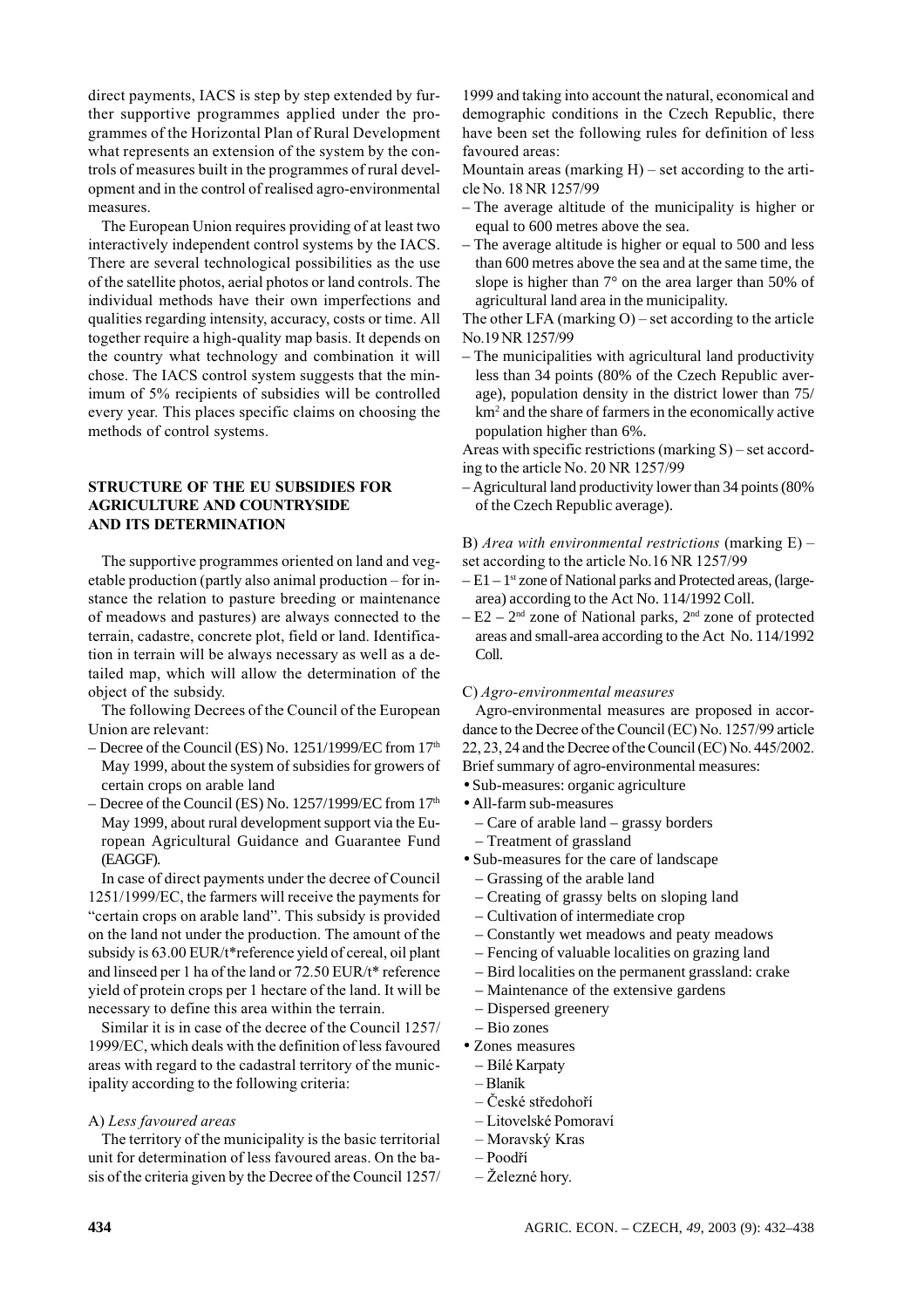direct payments, IACS is step by step extended by further supportive programmes applied under the programmes of the Horizontal Plan of Rural Development what represents an extension of the system by the controls of measures built in the programmes of rural development and in the control of realised agro-environmental measures.

The European Union requires providing of at least two interactively independent control systems by the IACS. There are several technological possibilities as the use of the satellite photos, aerial photos or land controls. The individual methods have their own imperfections and qualities regarding intensity, accuracy, costs or time. All together require a high-quality map basis. It depends on the country what technology and combination it will chose. The IACS control system suggests that the minimum of 5% recipients of subsidies will be controlled every year. This places specific claims on choosing the methods of control systems.

## STRUCTURE OF THE EU SUBSIDIES FOR AGRICULTURE AND COUNTRYSIDE AND ITS DETERMINATION

The supportive programmes oriented on land and vegetable production (partly also animal production – for instance the relation to pasture breeding or maintenance of meadows and pastures) are always connected to the terrain, cadastre, concrete plot, field or land. Identification in terrain will be always necessary as well as a detailed map, which will allow the determination of the object of the subsidy.

The following Decrees of the Council of the European Union are relevant:

– Decree of the Council (ES) No. 1251/1999/EC from 17th May 1999, about the system of subsidies for growers of certain crops on arable land
– Decree of the Council (ES) No. 1257/1999/EC from 17th May 1999, about rural development support via the European Agricultural Guidance and Guarantee Fund (EAGGF).

In case of direct payments under the decree of Council 1251/1999/EC, the farmers will receive the payments for "certain crops on arable land". This subsidy is provided on the land not under the production. The amount of the subsidy is 63.00 EUR/t*reference yield of cereal, oil plant and linseed per 1 ha of the land or 72.50 EUR/t* reference yield of protein crops per 1 hectare of the land. It will be necessary to define this area within the terrain.

Similar it is in case of the decree of the Council 1257/1999/EC, which deals with the definition of less favoured areas with regard to the cadastral territory of the municipality according to the following criteria:

A) *Less favoured areas*

The territory of the municipality is the basic territorial unit for determination of less favoured areas. On the basis of the criteria given by the Decree of the Council 1257/1999 and taking into account the natural, economical and demographic conditions in the Czech Republic, there have been set the following rules for definition of less favoured areas:

Mountain areas (marking H) – set according to the article No. 18 NR 1257/99

– The average altitude of the municipality is higher or equal to 600 metres above the sea.
– The average altitude is higher or equal to 500 and less than 600 metres above the sea and at the same time, the slope is higher than 7° on the area larger than 50% of agricultural land area in the municipality.

The other LFA (marking O) – set according to the article No.19 NR 1257/99

– The municipalities with agricultural land productivity less than 34 points (80% of the Czech Republic average), population density in the district lower than 75/km$^2$ and the share of farmers in the economically active population higher than 6%.

Areas with specific restrictions (marking S) – set according to the article No. 20 NR 1257/99

– Agricultural land productivity lower than 34 points (80% of the Czech Republic average).

B) *Area with environmental restrictions* (marking E) – set according to the article No.16 NR 1257/99

– E1 – 1st zone of National parks and Protected areas, (large-area) according to the Act No. 114/1992 Coll.
– E2 – 2nd zone of National parks, 2nd zone of protected areas and small-area according to the Act No. 114/1992 Coll.

C) *Agro-environmental measures*

Agro-environmental measures are proposed in accordance to the Decree of the Council (EC) No. 1257/99 article 22, 23, 24 and the Decree of the Council (EC) No. 445/2002. Brief summary of agro-environmental measures:

- Sub-measures: organic agriculture
- All-farm sub-measures
  - Care of arable land – grassy borders
  - Treatment of grassland
- Sub-measures for the care of landscape
  - Grassing of the arable land
  - Creating of grassy belts on sloping land
  - Cultivation of intermediate crop
  - Constantly wet meadows and peaty meadows
  - Fencing of valuable localities on grazing land
  - Bird localities on the permanent grassland: crake
  - Maintenance of the extensive gardens
  - Dispersed greenery
  - Bio zones
- Zones measures
  - Bílé Karpaty
  - Blaník
  - České středohoří
  - Litovelské Pomoraví
  - Moravský Kras
  - Poodří
  - Železné hory.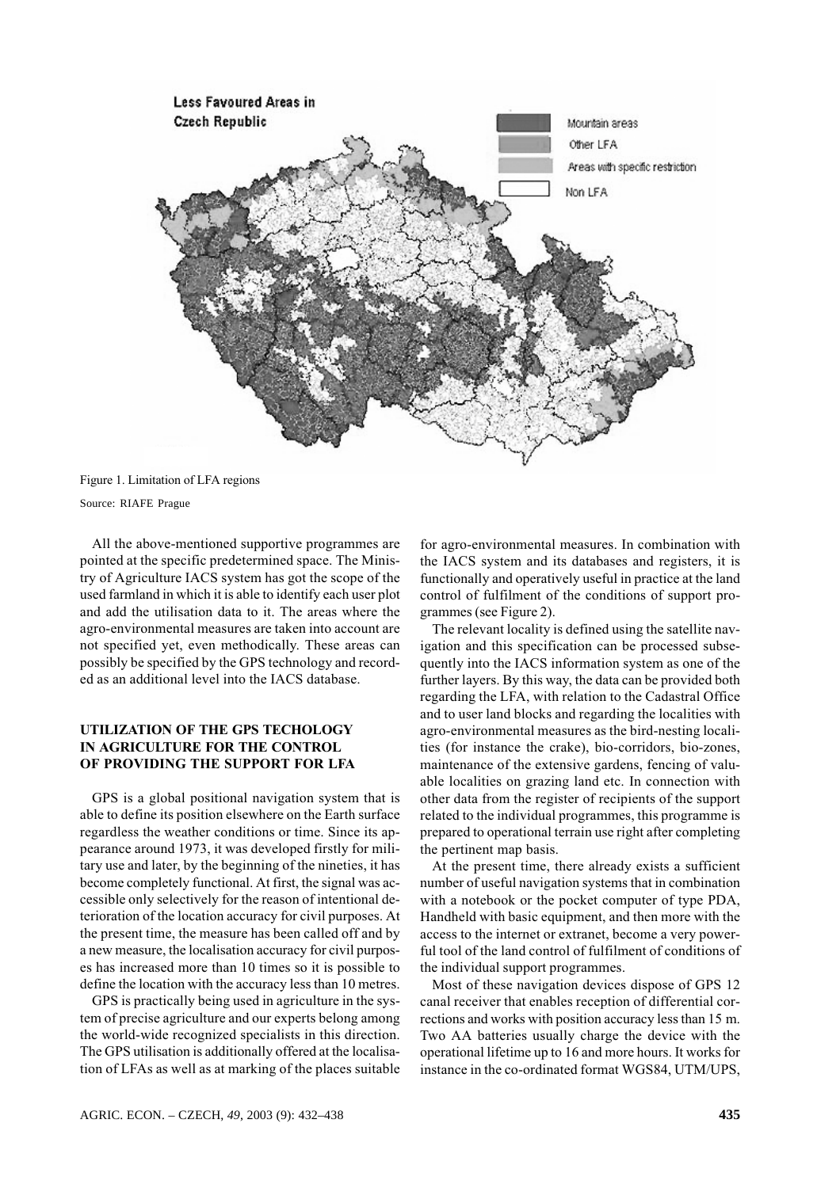Figure 1. Limitation of LFA regions

Source: RIAFE Prague

All the above-mentioned supportive programmes are pointed at the specific predetermined space. The Ministry of Agriculture IACS system has got the scope of the used farmland in which it is able to identify each user plot and add the utilisation data to it. The areas where the agro-environmental measures are taken into account are not specified yet, even methodically. These areas can possibly be specified by the GPS technology and recorded as an additional level into the IACS database.

## UTILIZATION OF THE GPS TECHOLOGY IN AGRICULTURE FOR THE CONTROL OF PROVIDING THE SUPPORT FOR LFA

GPS is a global positional navigation system that is able to define its position elsewhere on the Earth surface regardless the weather conditions or time. Since its appearance around 1973, it was developed firstly for military use and later, by the beginning of the nineties, it has become completely functional. At first, the signal was accessible only selectively for the reason of intentional deterioration of the location accuracy for civil purposes. At the present time, the measure has been called off and by a new measure, the localisation accuracy for civil purposes has increased more than 10 times so it is possible to define the location with the accuracy less than 10 metres.

GPS is practically being used in agriculture in the system of precise agriculture and our experts belong among the world-wide recognized specialists in this direction. The GPS utilisation is additionally offered at the localisation of LFAs as well as at marking of the places suitable for agro-environmental measures. In combination with the IACS system and its databases and registers, it is functionally and operatively useful in practice at the land control of fulfilment of the conditions of support programmes (see Figure 2).

The relevant locality is defined using the satellite navigation and this specification can be processed subsequently into the IACS information system as one of the further layers. By this way, the data can be provided both regarding the LFA, with relation to the Cadastral Office and to user land blocks and regarding the localities with agro-environmental measures as the bird-nesting localities (for instance the crake), bio-corridors, bio-zones, maintenance of the extensive gardens, fencing of valuable localities on grazing land etc. In connection with other data from the register of recipients of the support related to the individual programmes, this programme is prepared to operational terrain use right after completing the pertinent map basis.

At the present time, there already exists a sufficient number of useful navigation systems that in combination with a notebook or the pocket computer of type PDA, Handheld with basic equipment, and then more with the access to the internet or extranet, become a very powerful tool of the land control of fulfilment of conditions of the individual support programmes.

Most of these navigation devices dispose of GPS 12 canal receiver that enables reception of differential corrections and works with position accuracy less than 15 m. Two AA batteries usually charge the device with the operational lifetime up to 16 and more hours. It works for instance in the co-ordinated format WGS84, UTM/UPS,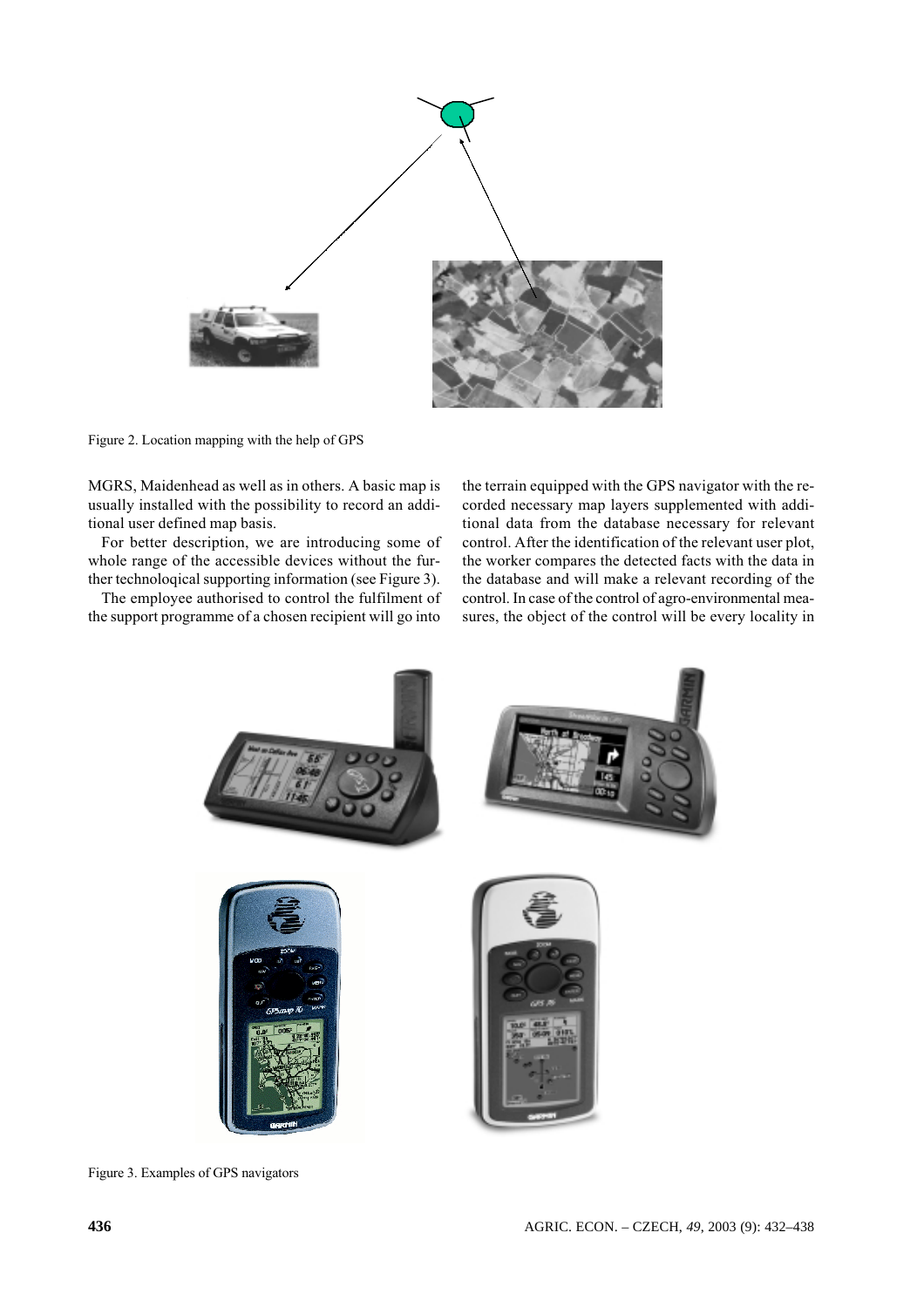Figure 2. Location mapping with the help of GPS

MGRS, Maidenhead as well as in others. A basic map is usually installed with the possibility to record an additional user defined map basis.

For better description, we are introducing some of whole range of the accessible devices without the further technoloqical supporting information (see Figure 3).

The employee authorised to control the fulfilment of the support programme of a chosen recipient will go into the terrain equipped with the GPS navigator with the recorded necessary map layers supplemented with additional data from the database necessary for relevant control. After the identification of the relevant user plot, the worker compares the detected facts with the data in the database and will make a relevant recording of the control. In case of the control of agro-environmental measures, the object of the control will be every locality in

Figure 3. Examples of GPS navigators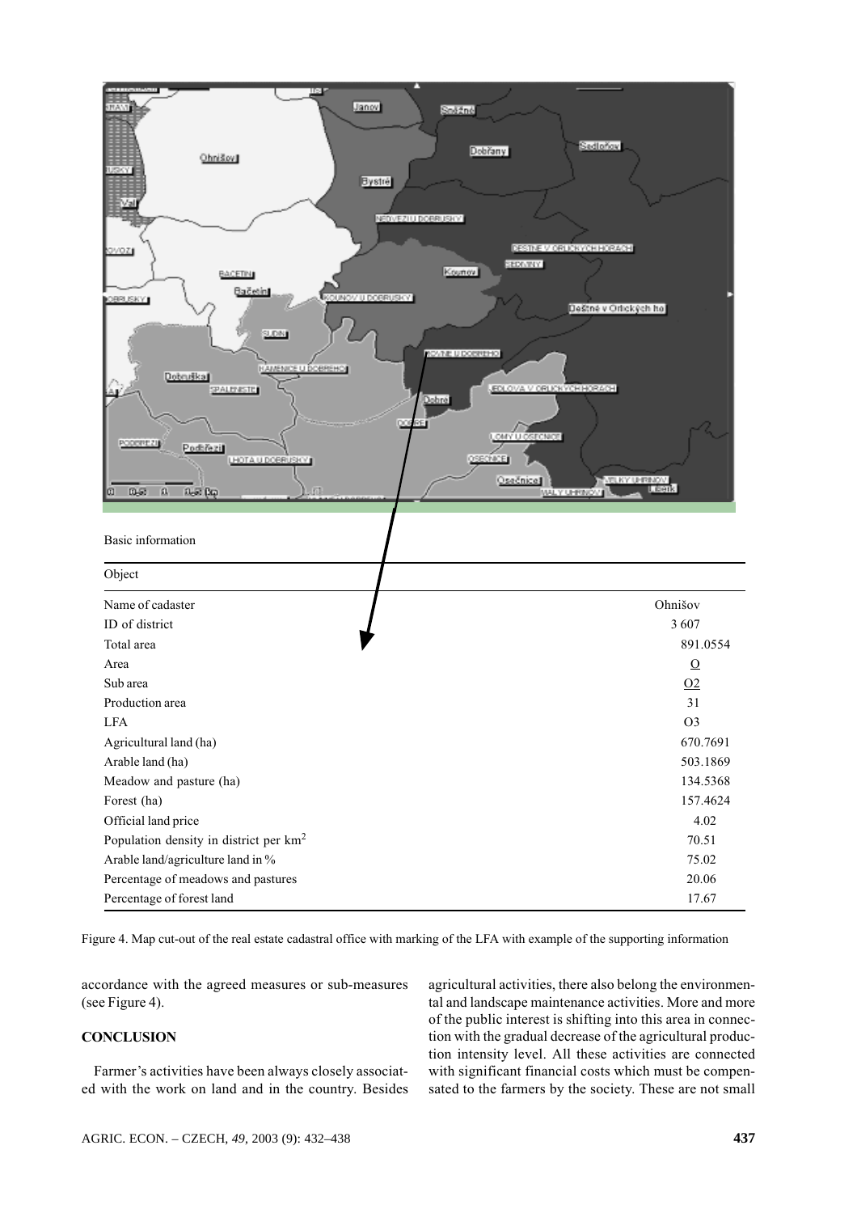Basic information

| Object | |
|---|---|
| Name of cadaster | Ohnišov |
| ID of district | 3 607 |
| Total area | 891.0554 |
| Area | O |
| Sub area | O2 |
| Production area | 31 |
| LFA | O3 |
| Agricultural land (ha) | 670.7691 |
| Arable land (ha) | 503.1869 |
| Meadow and pasture (ha) | 134.5368 |
| Forest (ha) | 157.4624 |
| Official land price | 4.02 |
| Population density in district per km$^2$ | 70.51 |
| Arable land/agriculture land in % | 75.02 |
| Percentage of meadows and pastures | 20.06 |
| Percentage of forest land | 17.67 |

Figure 4. Map cut-out of the real estate cadastral office with marking of the LFA with example of the supporting information

accordance with the agreed measures or sub-measures (see Figure 4).

## CONCLUSION

Farmer's activities have been always closely associated with the work on land and in the country. Besides agricultural activities, there also belong the environmental and landscape maintenance activities. More and more of the public interest is shifting into this area in connection with the gradual decrease of the agricultural production intensity level. All these activities are connected with significant financial costs which must be compensated to the farmers by the society. These are not small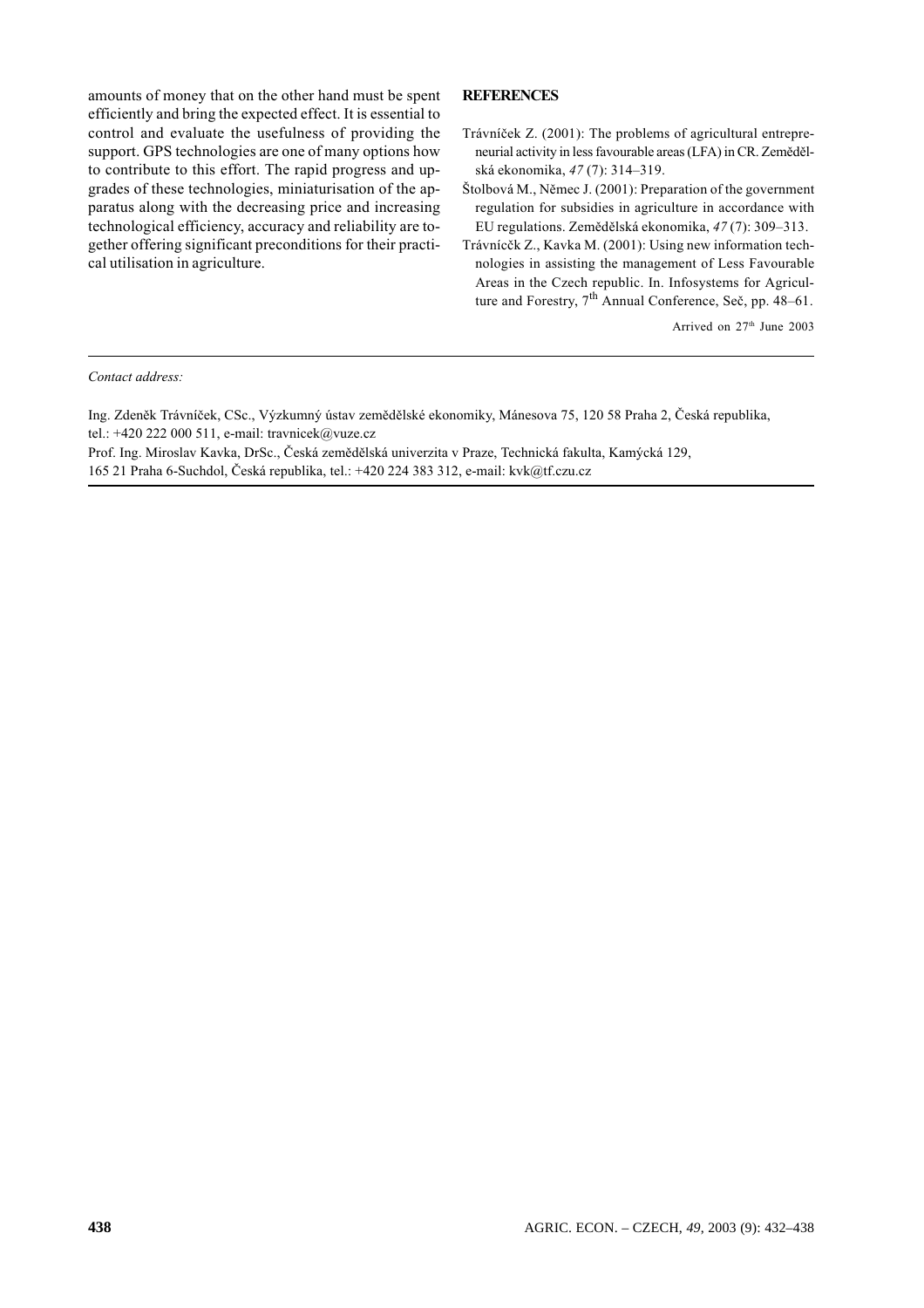amounts of money that on the other hand must be spent efficiently and bring the expected effect. It is essential to control and evaluate the usefulness of providing the support. GPS technologies are one of many options how to contribute to this effort. The rapid progress and upgrades of these technologies, miniaturisation of the apparatus along with the decreasing price and increasing technological efficiency, accuracy and reliability are together offering significant preconditions for their practical utilisation in agriculture.

## REFERENCES

Trávníček Z. (2001): The problems of agricultural entrepreneurial activity in less favourable areas (LFA) in CR. Zemědělská ekonomika, *47* (7): 314–319.

Štolbová M., Němec J. (2001): Preparation of the government regulation for subsidies in agriculture in accordance with EU regulations. Zemědělská ekonomika, *47* (7): 309–313.

Trávnícčk Z., Kavka M. (2001): Using new information technologies in assisting the management of Less Favourable Areas in the Czech republic. In. Infosystems for Agriculture and Forestry, 7th Annual Conference, Seč, pp. 48–61.

Arrived on 27th June 2003

*Contact address:*

Ing. Zdeněk Trávníček, CSc., Výzkumný ústav zemědělské ekonomiky, Mánesova 75, 120 58 Praha 2, Česká republika, tel.: +420 222 000 511, e-mail: travnicek@vuze.cz

Prof. Ing. Miroslav Kavka, DrSc., Česká zemědělská univerzita v Praze, Technická fakulta, Kamýcká 129, 165 21 Praha 6-Suchdol, Česká republika, tel.: +420 224 383 312, e-mail: kvk@tf.czu.cz